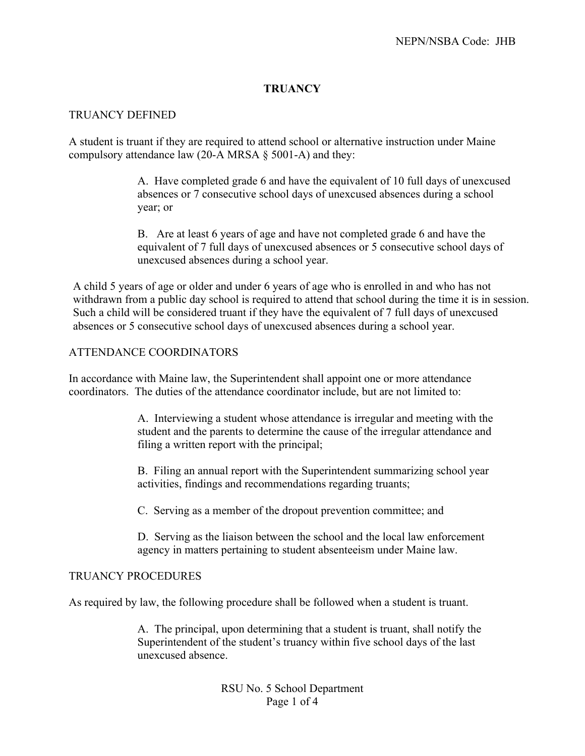# TRUANCY

## TRUANCY DEFINED

A student is truant if they are required to attend school or alternative instruction under Maine compulsory attendance law (20-A MRSA § 5001-A) and they:

> A. Have completed grade 6 and have the equivalent of 10 full days of unexcused absences or 7 consecutive school days of unexcused absences during a school year; or
>
> B. Are at least 6 years of age and have not completed grade 6 and have the equivalent of 7 full days of unexcused absences or 5 consecutive school days of unexcused absences during a school year.

A child 5 years of age or older and under 6 years of age who is enrolled in and who has not withdrawn from a public day school is required to attend that school during the time it is in session. Such a child will be considered truant if they have the equivalent of 7 full days of unexcused absences or 5 consecutive school days of unexcused absences during a school year.

## ATTENDANCE COORDINATORS

In accordance with Maine law, the Superintendent shall appoint one or more attendance coordinators. The duties of the attendance coordinator include, but are not limited to:

> A. Interviewing a student whose attendance is irregular and meeting with the student and the parents to determine the cause of the irregular attendance and filing a written report with the principal;
>
> B. Filing an annual report with the Superintendent summarizing school year activities, findings and recommendations regarding truants;
>
> C. Serving as a member of the dropout prevention committee; and
>
> D. Serving as the liaison between the school and the local law enforcement agency in matters pertaining to student absenteeism under Maine law.

## TRUANCY PROCEDURES

As required by law, the following procedure shall be followed when a student is truant.

> A. The principal, upon determining that a student is truant, shall notify the Superintendent of the student's truancy within five school days of the last unexcused absence.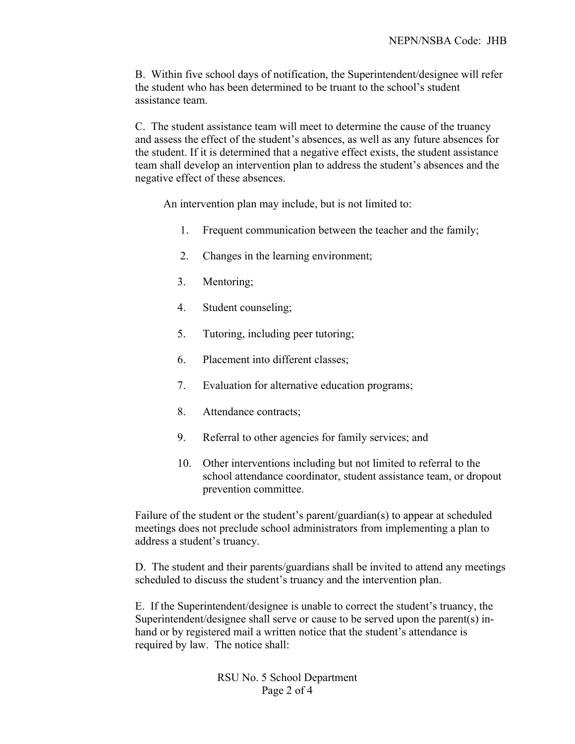B. Within five school days of notification, the Superintendent/designee will refer the student who has been determined to be truant to the school's student assistance team.

C. The student assistance team will meet to determine the cause of the truancy and assess the effect of the student's absences, as well as any future absences for the student. If it is determined that a negative effect exists, the student assistance team shall develop an intervention plan to address the student's absences and the negative effect of these absences.

An intervention plan may include, but is not limited to:

1. Frequent communication between the teacher and the family;
2. Changes in the learning environment;
3. Mentoring;
4. Student counseling;
5. Tutoring, including peer tutoring;
6. Placement into different classes;
7. Evaluation for alternative education programs;
8. Attendance contracts;
9. Referral to other agencies for family services; and
10. Other interventions including but not limited to referral to the school attendance coordinator, student assistance team, or dropout prevention committee.

Failure of the student or the student's parent/guardian(s) to appear at scheduled meetings does not preclude school administrators from implementing a plan to address a student's truancy.

D. The student and their parents/guardians shall be invited to attend any meetings scheduled to discuss the student's truancy and the intervention plan.

E. If the Superintendent/designee is unable to correct the student's truancy, the Superintendent/designee shall serve or cause to be served upon the parent(s) in-hand or by registered mail a written notice that the student's attendance is required by law. The notice shall: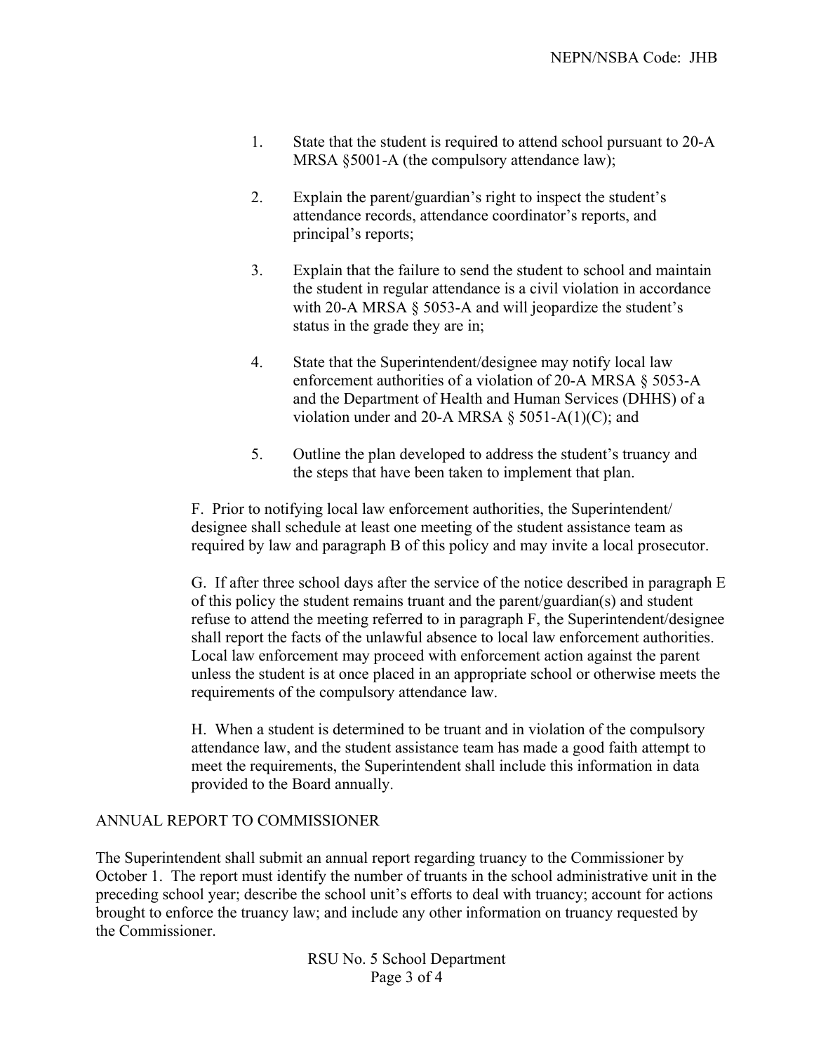1. State that the student is required to attend school pursuant to 20-A MRSA §5001-A (the compulsory attendance law);

2. Explain the parent/guardian's right to inspect the student's attendance records, attendance coordinator's reports, and principal's reports;

3. Explain that the failure to send the student to school and maintain the student in regular attendance is a civil violation in accordance with 20-A MRSA § 5053-A and will jeopardize the student's status in the grade they are in;

4. State that the Superintendent/designee may notify local law enforcement authorities of a violation of 20-A MRSA § 5053-A and the Department of Health and Human Services (DHHS) of a violation under and 20-A MRSA § 5051-A(1)(C); and

5. Outline the plan developed to address the student's truancy and the steps that have been taken to implement that plan.

F. Prior to notifying local law enforcement authorities, the Superintendent/designee shall schedule at least one meeting of the student assistance team as required by law and paragraph B of this policy and may invite a local prosecutor.

G. If after three school days after the service of the notice described in paragraph E of this policy the student remains truant and the parent/guardian(s) and student refuse to attend the meeting referred to in paragraph F, the Superintendent/designee shall report the facts of the unlawful absence to local law enforcement authorities. Local law enforcement may proceed with enforcement action against the parent unless the student is at once placed in an appropriate school or otherwise meets the requirements of the compulsory attendance law.

H. When a student is determined to be truant and in violation of the compulsory attendance law, and the student assistance team has made a good faith attempt to meet the requirements, the Superintendent shall include this information in data provided to the Board annually.

## ANNUAL REPORT TO COMMISSIONER

The Superintendent shall submit an annual report regarding truancy to the Commissioner by October 1. The report must identify the number of truants in the school administrative unit in the preceding school year; describe the school unit's efforts to deal with truancy; account for actions brought to enforce the truancy law; and include any other information on truancy requested by the Commissioner.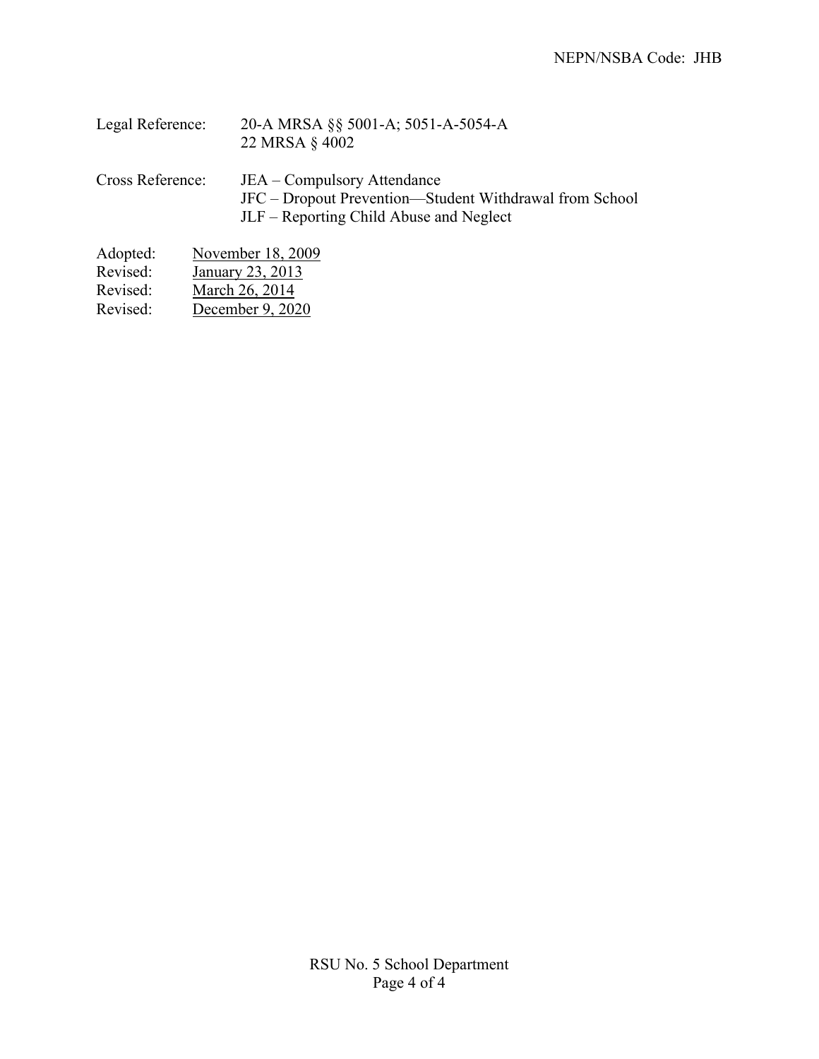Legal Reference: 20-A MRSA §§ 5001-A; 5051-A-5054-A
22 MRSA § 4002

Cross Reference: JEA – Compulsory Attendance
JFC – Dropout Prevention—Student Withdrawal from School
JLF – Reporting Child Abuse and Neglect

Adopted: November 18, 2009
Revised: January 23, 2013
Revised: March 26, 2014
Revised: December 9, 2020